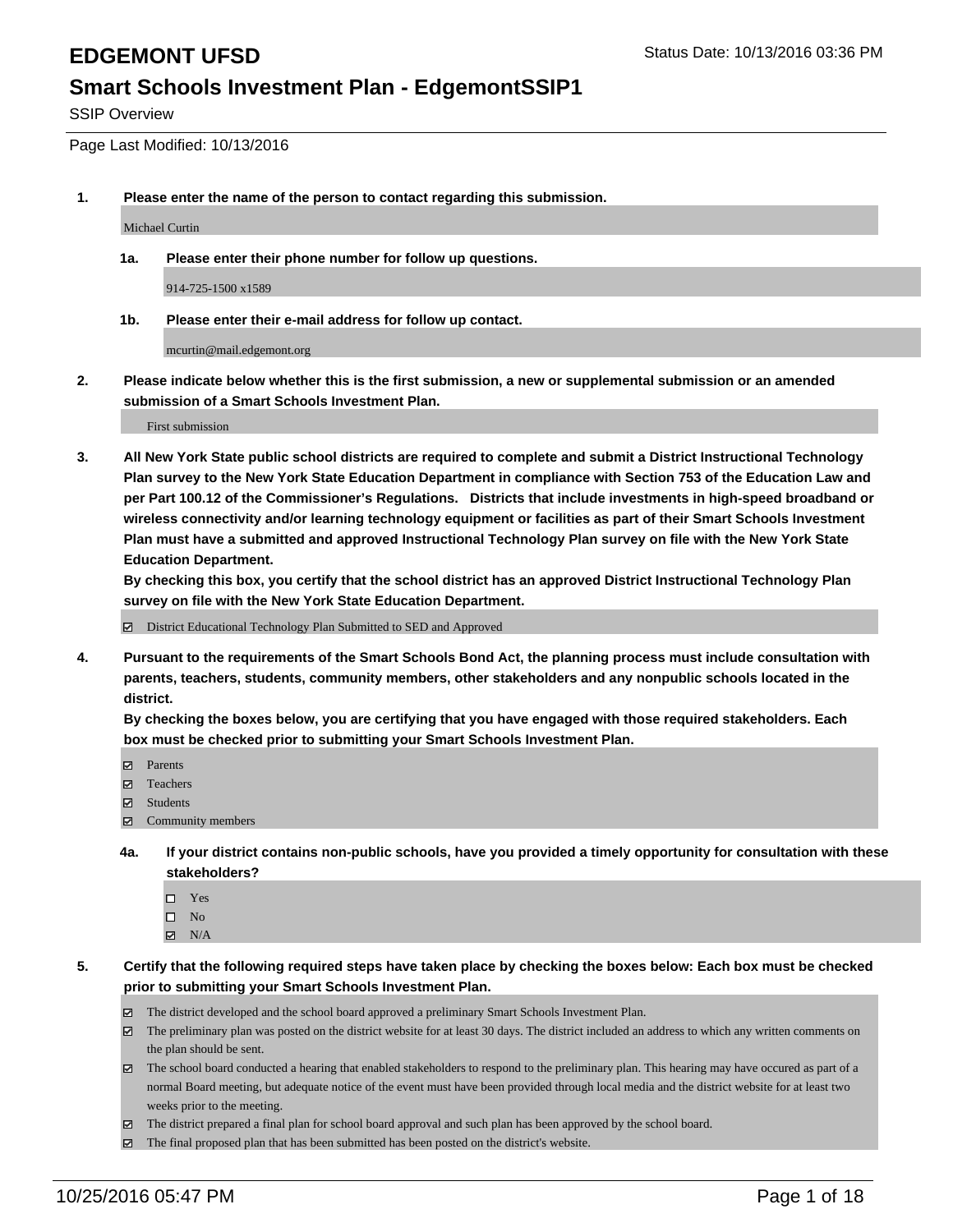# EDGEMONT UFSD

Status Date: 10/13/2016 03:36 PM

## Smart Schools Investment Plan - EdgemontSSIP1

SSIP Overview

Page Last Modified: 10/13/2016

**1. Please enter the name of the person to contact regarding this submission.**

Michael Curtin

**1a. Please enter their phone number for follow up questions.**

914-725-1500 x1589

**1b. Please enter their e-mail address for follow up contact.**

mcurtin@mail.edgemont.org

**2. Please indicate below whether this is the first submission, a new or supplemental submission or an amended submission of a Smart Schools Investment Plan.**

First submission

**3. All New York State public school districts are required to complete and submit a District Instructional Technology Plan survey to the New York State Education Department in compliance with Section 753 of the Education Law and per Part 100.12 of the Commissioner's Regulations. Districts that include investments in high-speed broadband or wireless connectivity and/or learning technology equipment or facilities as part of their Smart Schools Investment Plan must have a submitted and approved Instructional Technology Plan survey on file with the New York State Education Department.**
**By checking this box, you certify that the school district has an approved District Instructional Technology Plan survey on file with the New York State Education Department.**

- [x] District Educational Technology Plan Submitted to SED and Approved

**4. Pursuant to the requirements of the Smart Schools Bond Act, the planning process must include consultation with parents, teachers, students, community members, other stakeholders and any nonpublic schools located in the district.**
**By checking the boxes below, you are certifying that you have engaged with those required stakeholders. Each box must be checked prior to submitting your Smart Schools Investment Plan.**

- [x] Parents
- [x] Teachers
- [x] Students
- [x] Community members

**4a. If your district contains non-public schools, have you provided a timely opportunity for consultation with these stakeholders?**

- [ ] Yes
- [ ] No
- [x] N/A

**5. Certify that the following required steps have taken place by checking the boxes below: Each box must be checked prior to submitting your Smart Schools Investment Plan.**

- [x] The district developed and the school board approved a preliminary Smart Schools Investment Plan.
- [x] The preliminary plan was posted on the district website for at least 30 days. The district included an address to which any written comments on the plan should be sent.
- [x] The school board conducted a hearing that enabled stakeholders to respond to the preliminary plan. This hearing may have occured as part of a normal Board meeting, but adequate notice of the event must have been provided through local media and the district website for at least two weeks prior to the meeting.
- [x] The district prepared a final plan for school board approval and such plan has been approved by the school board.
- [x] The final proposed plan that has been submitted has been posted on the district's website.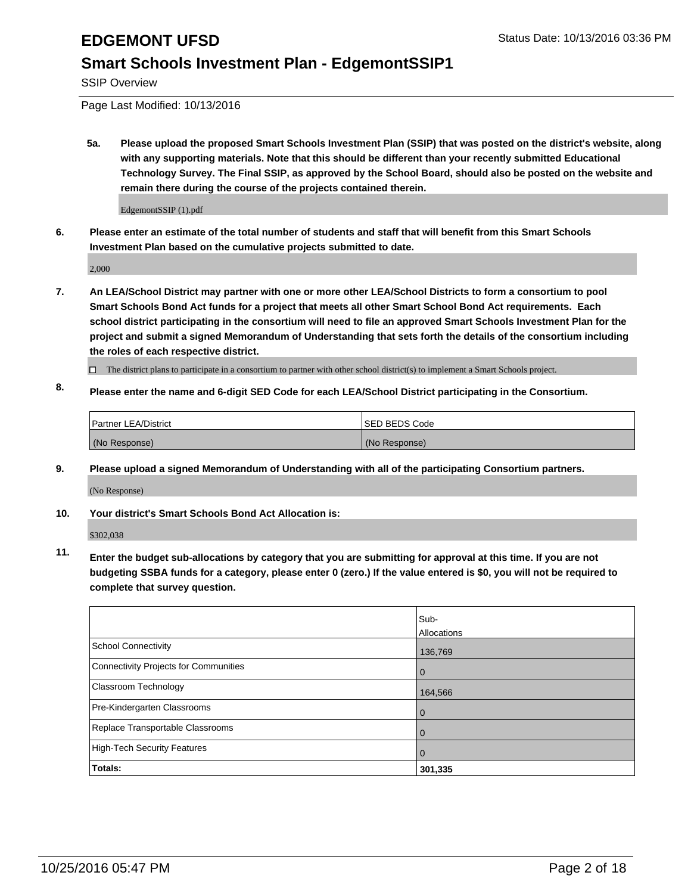# EDGEMONT UFSD

Status Date: 10/13/2016 03:36 PM

## Smart Schools Investment Plan - EdgemontSSIP1

SSIP Overview

Page Last Modified: 10/13/2016

**5a. Please upload the proposed Smart Schools Investment Plan (SSIP) that was posted on the district's website, along with any supporting materials. Note that this should be different than your recently submitted Educational Technology Survey. The Final SSIP, as approved by the School Board, should also be posted on the website and remain there during the course of the projects contained therein.**

EdgemontSSIP (1).pdf

**6. Please enter an estimate of the total number of students and staff that will benefit from this Smart Schools Investment Plan based on the cumulative projects submitted to date.**

2,000

**7. An LEA/School District may partner with one or more other LEA/School Districts to form a consortium to pool Smart Schools Bond Act funds for a project that meets all other Smart School Bond Act requirements. Each school district participating in the consortium will need to file an approved Smart Schools Investment Plan for the project and submit a signed Memorandum of Understanding that sets forth the details of the consortium including the roles of each respective district.**

☐ The district plans to participate in a consortium to partner with other school district(s) to implement a Smart Schools project.

**8. Please enter the name and 6-digit SED Code for each LEA/School District participating in the Consortium.**

| Partner LEA/District | SED BEDS Code |
|---|---|
| (No Response) | (No Response) |

**9. Please upload a signed Memorandum of Understanding with all of the participating Consortium partners.**

(No Response)

**10. Your district's Smart Schools Bond Act Allocation is:**

$302,038

**11. Enter the budget sub-allocations by category that you are submitting for approval at this time. If you are not budgeting SSBA funds for a category, please enter 0 (zero.) If the value entered is $0, you will not be required to complete that survey question.**

| | Sub-Allocations |
|---|---|
| School Connectivity | 136,769 |
| Connectivity Projects for Communities | 0 |
| Classroom Technology | 164,566 |
| Pre-Kindergarten Classrooms | 0 |
| Replace Transportable Classrooms | 0 |
| High-Tech Security Features | 0 |
| **Totals:** | **301,335** |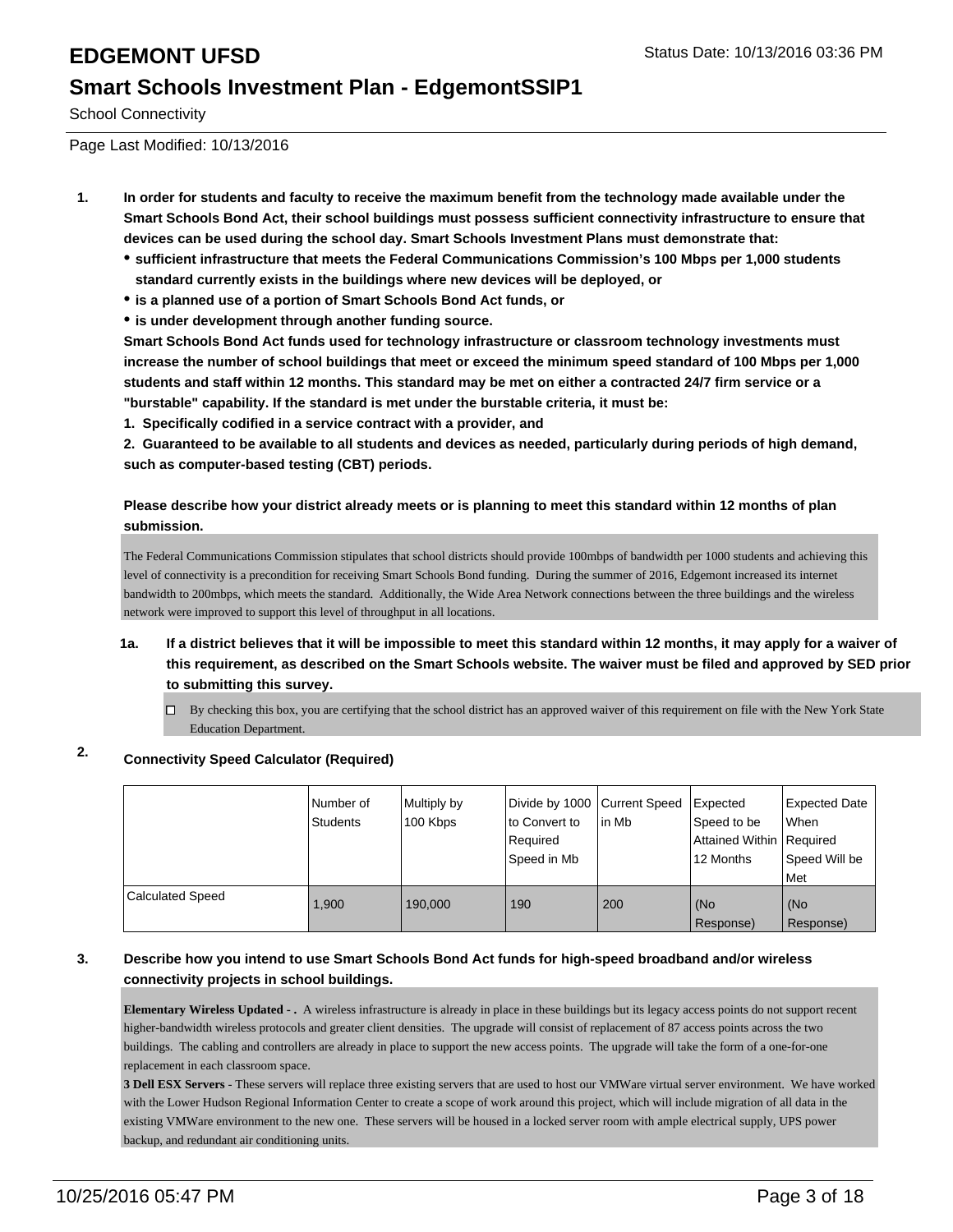# EDGEMONT UFSD

Status Date: 10/13/2016 03:36 PM

## Smart Schools Investment Plan - EdgemontSSIP1

School Connectivity

Page Last Modified: 10/13/2016

1. **In order for students and faculty to receive the maximum benefit from the technology made available under the Smart Schools Bond Act, their school buildings must possess sufficient connectivity infrastructure to ensure that devices can be used during the school day. Smart Schools Investment Plans must demonstrate that:**
   - **sufficient infrastructure that meets the Federal Communications Commission's 100 Mbps per 1,000 students standard currently exists in the buildings where new devices will be deployed, or**
   - **is a planned use of a portion of Smart Schools Bond Act funds, or**
   - **is under development through another funding source.**

   **Smart Schools Bond Act funds used for technology infrastructure or classroom technology investments must increase the number of school buildings that meet or exceed the minimum speed standard of 100 Mbps per 1,000 students and staff within 12 months. This standard may be met on either a contracted 24/7 firm service or a "burstable" capability. If the standard is met under the burstable criteria, it must be:**

   **1. Specifically codified in a service contract with a provider, and**

   **2. Guaranteed to be available to all students and devices as needed, particularly during periods of high demand, such as computer-based testing (CBT) periods.**

   **Please describe how your district already meets or is planning to meet this standard within 12 months of plan submission.**

   The Federal Communications Commission stipulates that school districts should provide 100mbps of bandwidth per 1000 students and achieving this level of connectivity is a precondition for receiving Smart Schools Bond funding. During the summer of 2016, Edgemont increased its internet bandwidth to 200mbps, which meets the standard. Additionally, the Wide Area Network connections between the three buildings and the wireless network were improved to support this level of throughput in all locations.

   1a. **If a district believes that it will be impossible to meet this standard within 12 months, it may apply for a waiver of this requirement, as described on the Smart Schools website. The waiver must be filed and approved by SED prior to submitting this survey.**

   ☐ By checking this box, you are certifying that the school district has an approved waiver of this requirement on file with the New York State Education Department.

2. **Connectivity Speed Calculator (Required)**

| | Number of Students | Multiply by 100 Kbps | Divide by 1000 to Convert to Required Speed in Mb | Current Speed in Mb | Expected Speed to be Attained Within 12 Months | Expected Date When Required Speed Will be Met |
|---|---|---|---|---|---|---|
| Calculated Speed | 1,900 | 190,000 | 190 | 200 | (No Response) | (No Response) |

3. **Describe how you intend to use Smart Schools Bond Act funds for high-speed broadband and/or wireless connectivity projects in school buildings.**

   **Elementary Wireless Updated - .** A wireless infrastructure is already in place in these buildings but its legacy access points do not support recent higher-bandwidth wireless protocols and greater client densities. The upgrade will consist of replacement of 87 access points across the two buildings. The cabling and controllers are already in place to support the new access points. The upgrade will take the form of a one-for-one replacement in each classroom space.

   **3 Dell ESX Servers** - These servers will replace three existing servers that are used to host our VMWare virtual server environment. We have worked with the Lower Hudson Regional Information Center to create a scope of work around this project, which will include migration of all data in the existing VMWare environment to the new one. These servers will be housed in a locked server room with ample electrical supply, UPS power backup, and redundant air conditioning units.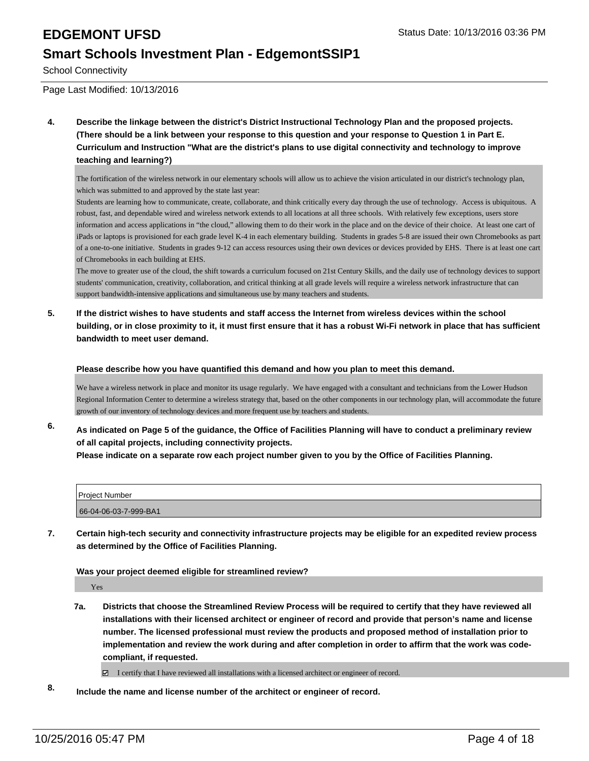4. **Describe the linkage between the district's District Instructional Technology Plan and the proposed projects. (There should be a link between your response to this question and your response to Question 1 in Part E. Curriculum and Instruction "What are the district's plans to use digital connectivity and technology to improve teaching and learning?)**

The fortification of the wireless network in our elementary schools will allow us to achieve the vision articulated in our district's technology plan, which was submitted to and approved by the state last year:
Students are learning how to communicate, create, collaborate, and think critically every day through the use of technology. Access is ubiquitous. A robust, fast, and dependable wired and wireless network extends to all locations at all three schools. With relatively few exceptions, users store information and access applications in "the cloud," allowing them to do their work in the place and on the device of their choice. At least one cart of iPads or laptops is provisioned for each grade level K-4 in each elementary building. Students in grades 5-8 are issued their own Chromebooks as part of a one-to-one initiative. Students in grades 9-12 can access resources using their own devices or devices provided by EHS. There is at least one cart of Chromebooks in each building at EHS.
The move to greater use of the cloud, the shift towards a curriculum focused on 21st Century Skills, and the daily use of technology devices to support students' communication, creativity, collaboration, and critical thinking at all grade levels will require a wireless network infrastructure that can support bandwidth-intensive applications and simultaneous use by many teachers and students.

5. **If the district wishes to have students and staff access the Internet from wireless devices within the school building, or in close proximity to it, it must first ensure that it has a robust Wi-Fi network in place that has sufficient bandwidth to meet user demand.**

**Please describe how you have quantified this demand and how you plan to meet this demand.**

We have a wireless network in place and monitor its usage regularly. We have engaged with a consultant and technicians from the Lower Hudson Regional Information Center to determine a wireless strategy that, based on the other components in our technology plan, will accommodate the future growth of our inventory of technology devices and more frequent use by teachers and students.

6. **As indicated on Page 5 of the guidance, the Office of Facilities Planning will have to conduct a preliminary review of all capital projects, including connectivity projects.**
**Please indicate on a separate row each project number given to you by the Office of Facilities Planning.**

| Project Number |
| --- |
| 66-04-06-03-7-999-BA1 |

7. **Certain high-tech security and connectivity infrastructure projects may be eligible for an expedited review process as determined by the Office of Facilities Planning.**

**Was your project deemed eligible for streamlined review?**

Yes

7a. **Districts that choose the Streamlined Review Process will be required to certify that they have reviewed all installations with their licensed architect or engineer of record and provide that person's name and license number. The licensed professional must review the products and proposed method of installation prior to implementation and review the work during and after completion in order to affirm that the work was code-compliant, if requested.**

☑ I certify that I have reviewed all installations with a licensed architect or engineer of record.

8. **Include the name and license number of the architect or engineer of record.**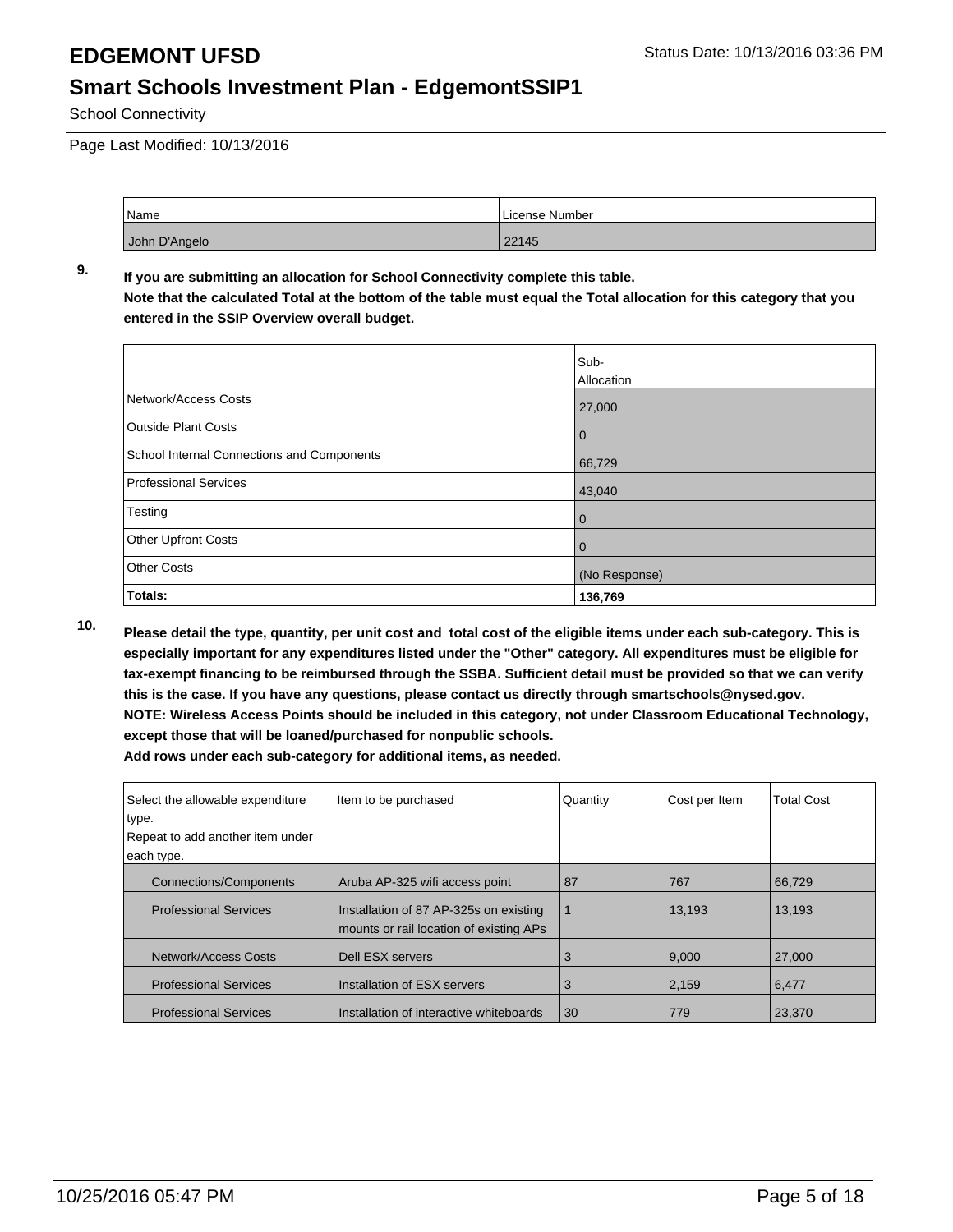# EDGEMONT UFSD

Status Date: 10/13/2016 03:36 PM

## Smart Schools Investment Plan - EdgemontSSIP1

School Connectivity

Page Last Modified: 10/13/2016

| Name | License Number |
| --- | --- |
| John D'Angelo | 22145 |

**9. If you are submitting an allocation for School Connectivity complete this table.**
**Note that the calculated Total at the bottom of the table must equal the Total allocation for this category that you entered in the SSIP Overview overall budget.**

| | Sub-Allocation |
| --- | --- |
| Network/Access Costs | 27,000 |
| Outside Plant Costs | 0 |
| School Internal Connections and Components | 66,729 |
| Professional Services | 43,040 |
| Testing | 0 |
| Other Upfront Costs | 0 |
| Other Costs | (No Response) |
| **Totals:** | **136,769** |

**10. Please detail the type, quantity, per unit cost and total cost of the eligible items under each sub-category. This is especially important for any expenditures listed under the "Other" category. All expenditures must be eligible for tax-exempt financing to be reimbursed through the SSBA. Sufficient detail must be provided so that we can verify this is the case. If you have any questions, please contact us directly through smartschools@nysed.gov.**
**NOTE: Wireless Access Points should be included in this category, not under Classroom Educational Technology, except those that will be loaned/purchased for nonpublic schools.**
**Add rows under each sub-category for additional items, as needed.**

| Select the allowable expenditure type. Repeat to add another item under each type. | Item to be purchased | Quantity | Cost per Item | Total Cost |
| --- | --- | --- | --- | --- |
| Connections/Components | Aruba AP-325 wifi access point | 87 | 767 | 66,729 |
| Professional Services | Installation of 87 AP-325s on existing mounts or rail location of existing APs | 1 | 13,193 | 13,193 |
| Network/Access Costs | Dell ESX servers | 3 | 9,000 | 27,000 |
| Professional Services | Installation of ESX servers | 3 | 2,159 | 6,477 |
| Professional Services | Installation of interactive whiteboards | 30 | 779 | 23,370 |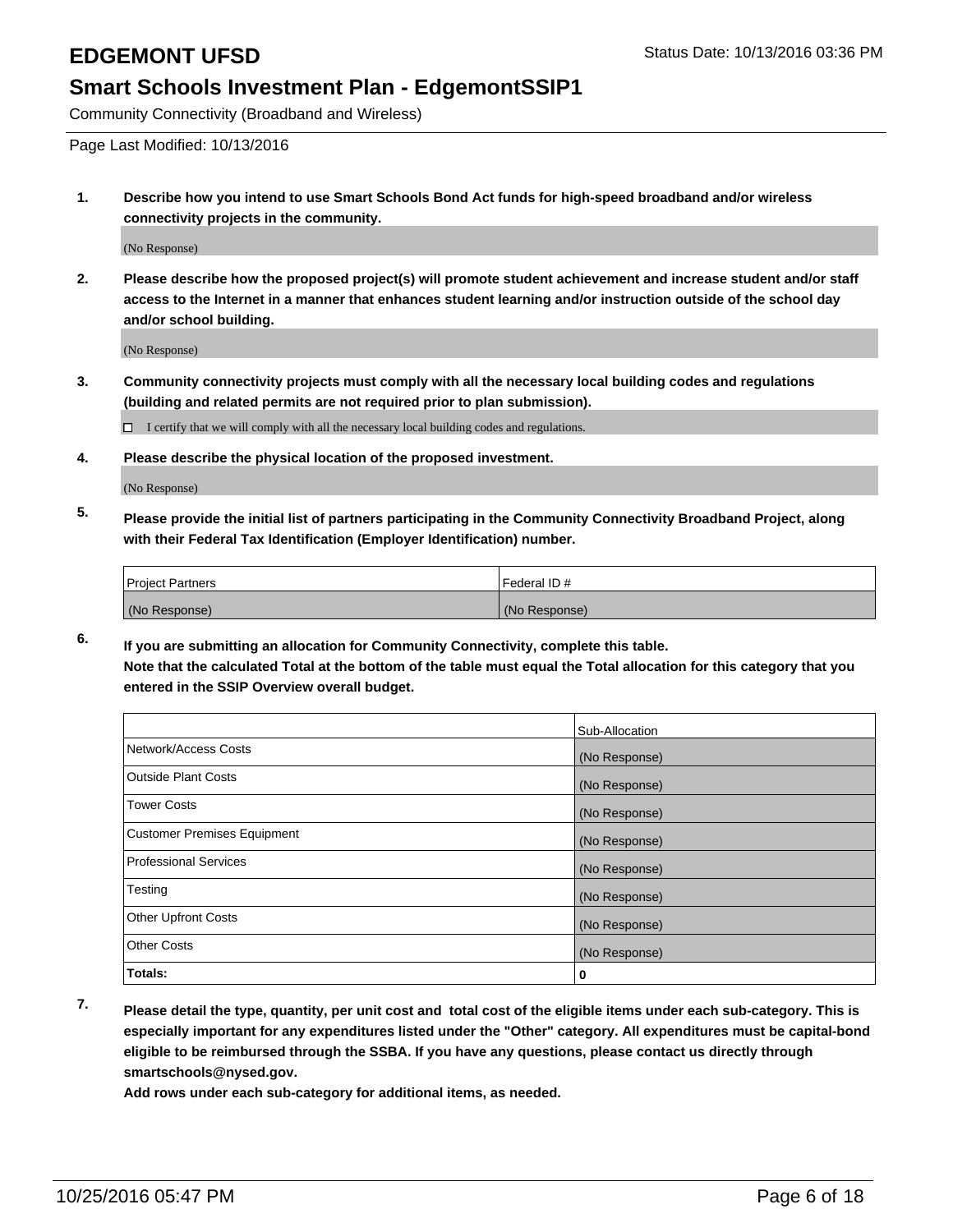# EDGEMONT UFSD

Status Date: 10/13/2016 03:36 PM

## Smart Schools Investment Plan - EdgemontSSIP1

Community Connectivity (Broadband and Wireless)

Page Last Modified: 10/13/2016

**1. Describe how you intend to use Smart Schools Bond Act funds for high-speed broadband and/or wireless connectivity projects in the community.**

(No Response)

**2. Please describe how the proposed project(s) will promote student achievement and increase student and/or staff access to the Internet in a manner that enhances student learning and/or instruction outside of the school day and/or school building.**

(No Response)

**3. Community connectivity projects must comply with all the necessary local building codes and regulations (building and related permits are not required prior to plan submission).**

☐ I certify that we will comply with all the necessary local building codes and regulations.

**4. Please describe the physical location of the proposed investment.**

(No Response)

**5. Please provide the initial list of partners participating in the Community Connectivity Broadband Project, along with their Federal Tax Identification (Employer Identification) number.**

| Project Partners | Federal ID # |
|---|---|
| (No Response) | (No Response) |

**6. If you are submitting an allocation for Community Connectivity, complete this table. Note that the calculated Total at the bottom of the table must equal the Total allocation for this category that you entered in the SSIP Overview overall budget.**

| | Sub-Allocation |
|---|---|
| Network/Access Costs | (No Response) |
| Outside Plant Costs | (No Response) |
| Tower Costs | (No Response) |
| Customer Premises Equipment | (No Response) |
| Professional Services | (No Response) |
| Testing | (No Response) |
| Other Upfront Costs | (No Response) |
| Other Costs | (No Response) |
| **Totals:** | **0** |

**7. Please detail the type, quantity, per unit cost and total cost of the eligible items under each sub-category. This is especially important for any expenditures listed under the "Other" category. All expenditures must be capital-bond eligible to be reimbursed through the SSBA. If you have any questions, please contact us directly through smartschools@nysed.gov.**

**Add rows under each sub-category for additional items, as needed.**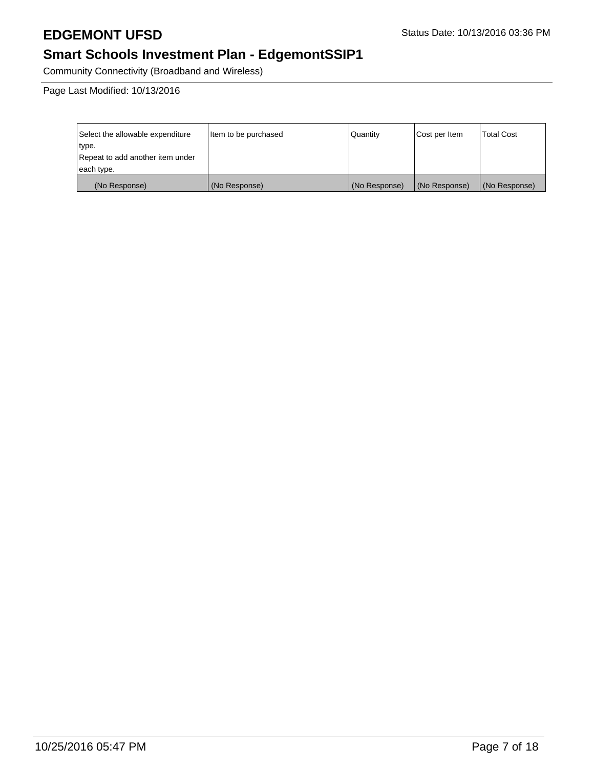# EDGEMONT UFSD

Status Date: 10/13/2016 03:36 PM

## Smart Schools Investment Plan - EdgemontSSIP1

Community Connectivity (Broadband and Wireless)

Page Last Modified: 10/13/2016

| Select the allowable expenditure type. Repeat to add another item under each type. | Item to be purchased | Quantity | Cost per Item | Total Cost |
|---|---|---|---|---|
| (No Response) | (No Response) | (No Response) | (No Response) | (No Response) |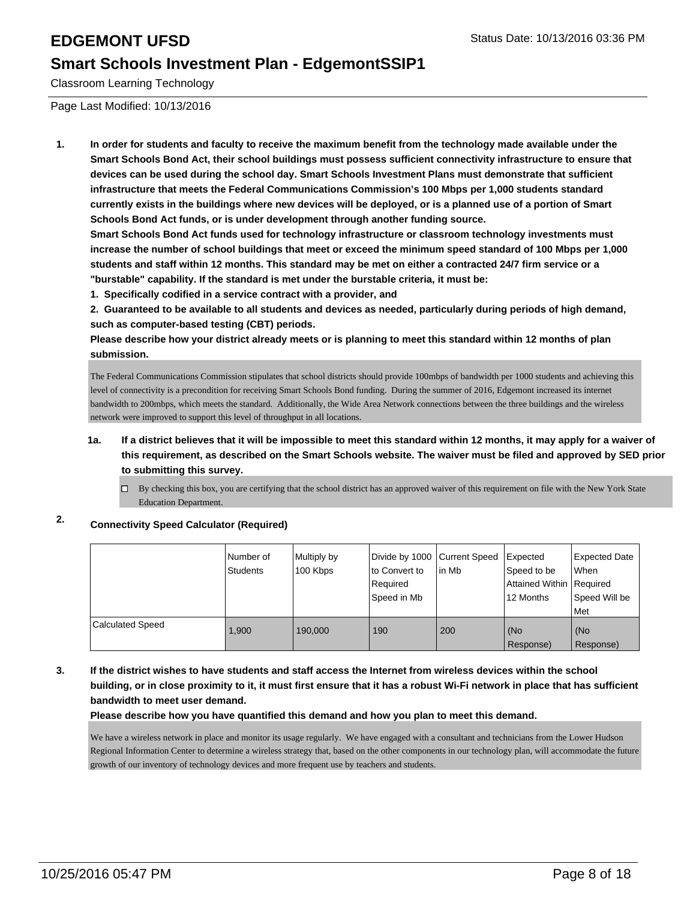# EDGEMONT UFSD

Status Date: 10/13/2016 03:36 PM

## Smart Schools Investment Plan - EdgemontSSIP1

Classroom Learning Technology

Page Last Modified: 10/13/2016

**1. In order for students and faculty to receive the maximum benefit from the technology made available under the Smart Schools Bond Act, their school buildings must possess sufficient connectivity infrastructure to ensure that devices can be used during the school day. Smart Schools Investment Plans must demonstrate that sufficient infrastructure that meets the Federal Communications Commission's 100 Mbps per 1,000 students standard currently exists in the buildings where new devices will be deployed, or is a planned use of a portion of Smart Schools Bond Act funds, or is under development through another funding source.**

**Smart Schools Bond Act funds used for technology infrastructure or classroom technology investments must increase the number of school buildings that meet or exceed the minimum speed standard of 100 Mbps per 1,000 students and staff within 12 months. This standard may be met on either a contracted 24/7 firm service or a "burstable" capability. If the standard is met under the burstable criteria, it must be:**

**1. Specifically codified in a service contract with a provider, and**

**2. Guaranteed to be available to all students and devices as needed, particularly during periods of high demand, such as computer-based testing (CBT) periods.**

**Please describe how your district already meets or is planning to meet this standard within 12 months of plan submission.**

The Federal Communications Commission stipulates that school districts should provide 100mbps of bandwidth per 1000 students and achieving this level of connectivity is a precondition for receiving Smart Schools Bond funding. During the summer of 2016, Edgemont increased its internet bandwidth to 200mbps, which meets the standard. Additionally, the Wide Area Network connections between the three buildings and the wireless network were improved to support this level of throughput in all locations.

**1a. If a district believes that it will be impossible to meet this standard within 12 months, it may apply for a waiver of this requirement, as described on the Smart Schools website. The waiver must be filed and approved by SED prior to submitting this survey.**

☐ By checking this box, you are certifying that the school district has an approved waiver of this requirement on file with the New York State Education Department.

**2. Connectivity Speed Calculator (Required)**

| | Number of Students | Multiply by 100 Kbps | Divide by 1000 to Convert to Required Speed in Mb | Current Speed in Mb | Expected Speed to be Attained Within 12 Months | Expected Date When Required Speed Will be Met |
|---|---|---|---|---|---|---|
| Calculated Speed | 1,900 | 190,000 | 190 | 200 | (No Response) | (No Response) |

**3. If the district wishes to have students and staff access the Internet from wireless devices within the school building, or in close proximity to it, it must first ensure that it has a robust Wi-Fi network in place that has sufficient bandwidth to meet user demand.**

**Please describe how you have quantified this demand and how you plan to meet this demand.**

We have a wireless network in place and monitor its usage regularly. We have engaged with a consultant and technicians from the Lower Hudson Regional Information Center to determine a wireless strategy that, based on the other components in our technology plan, will accommodate the future growth of our inventory of technology devices and more frequent use by teachers and students.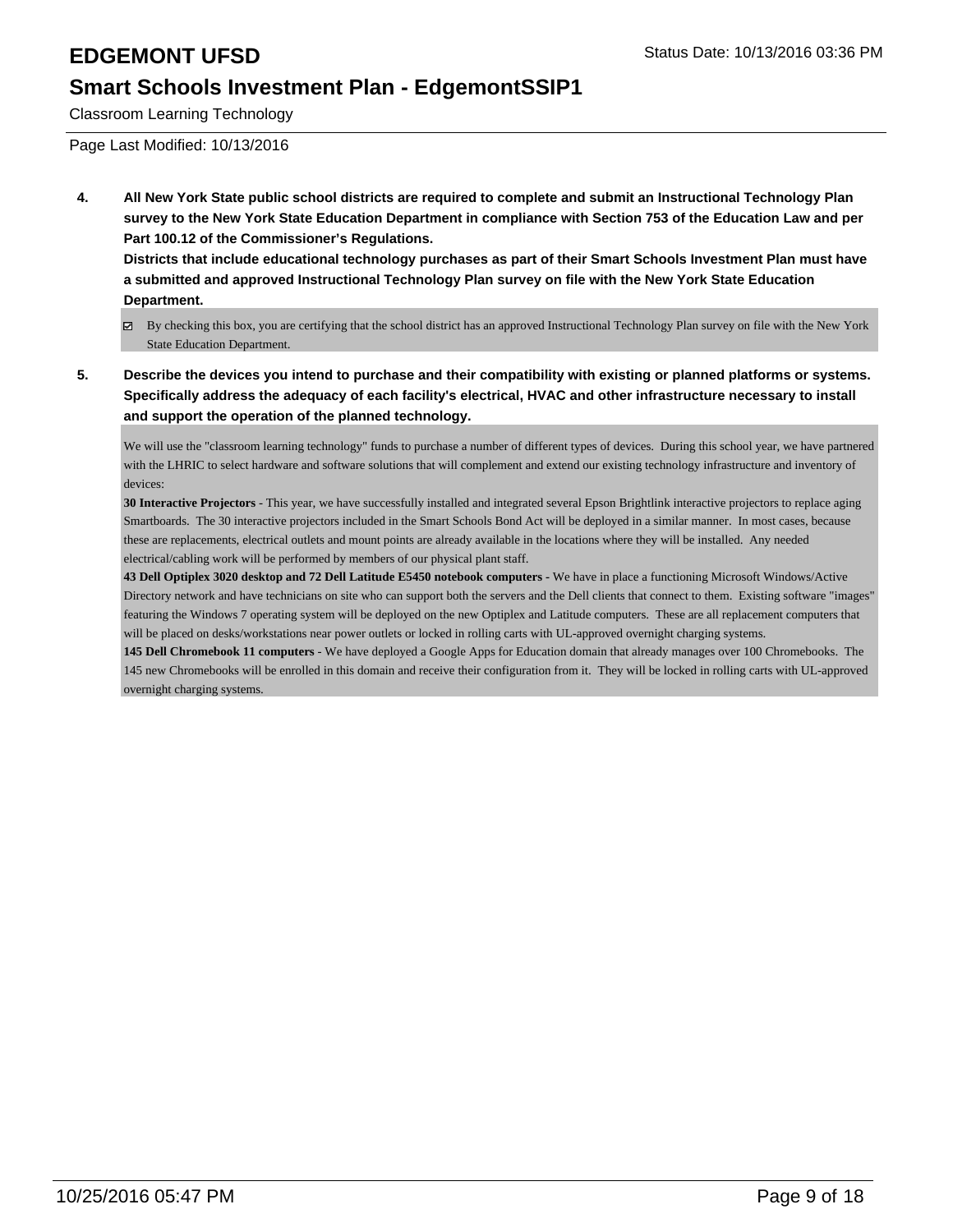**4. All New York State public school districts are required to complete and submit an Instructional Technology Plan survey to the New York State Education Department in compliance with Section 753 of the Education Law and per Part 100.12 of the Commissioner's Regulations.**

**Districts that include educational technology purchases as part of their Smart Schools Investment Plan must have a submitted and approved Instructional Technology Plan survey on file with the New York State Education Department.**

- [x] By checking this box, you are certifying that the school district has an approved Instructional Technology Plan survey on file with the New York State Education Department.

**5. Describe the devices you intend to purchase and their compatibility with existing or planned platforms or systems. Specifically address the adequacy of each facility's electrical, HVAC and other infrastructure necessary to install and support the operation of the planned technology.**

We will use the "classroom learning technology" funds to purchase a number of different types of devices. During this school year, we have partnered with the LHRIC to select hardware and software solutions that will complement and extend our existing technology infrastructure and inventory of devices:

**30 Interactive Projectors** - This year, we have successfully installed and integrated several Epson Brightlink interactive projectors to replace aging Smartboards. The 30 interactive projectors included in the Smart Schools Bond Act will be deployed in a similar manner. In most cases, because these are replacements, electrical outlets and mount points are already available in the locations where they will be installed. Any needed electrical/cabling work will be performed by members of our physical plant staff.

**43 Dell Optiplex 3020 desktop and 72 Dell Latitude E5450 notebook computers -** We have in place a functioning Microsoft Windows/Active Directory network and have technicians on site who can support both the servers and the Dell clients that connect to them. Existing software "images" featuring the Windows 7 operating system will be deployed on the new Optiplex and Latitude computers. These are all replacement computers that will be placed on desks/workstations near power outlets or locked in rolling carts with UL-approved overnight charging systems.

**145 Dell Chromebook 11 computers** - We have deployed a Google Apps for Education domain that already manages over 100 Chromebooks. The 145 new Chromebooks will be enrolled in this domain and receive their configuration from it. They will be locked in rolling carts with UL-approved overnight charging systems.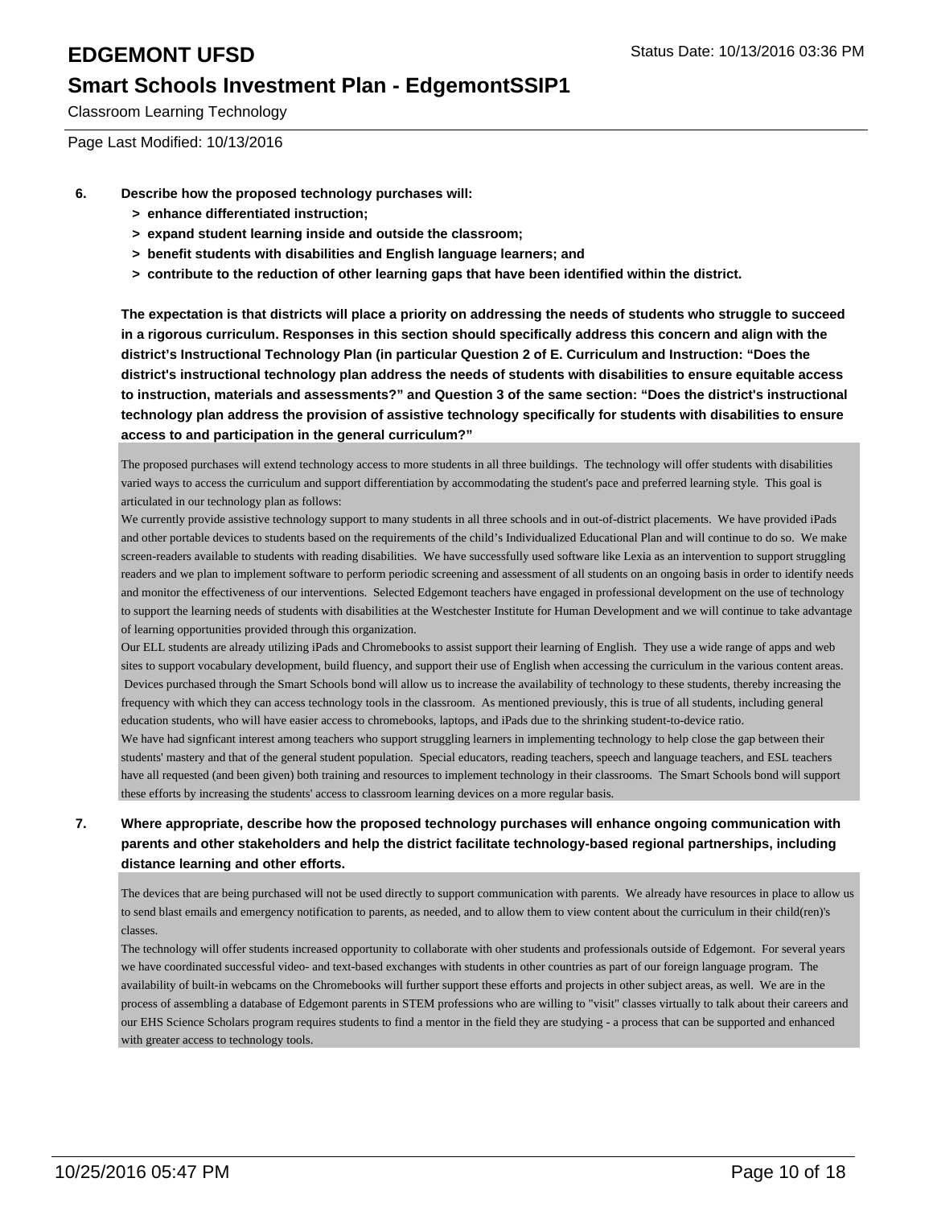# EDGEMONT UFSD

Status Date: 10/13/2016 03:36 PM

## Smart Schools Investment Plan - EdgemontSSIP1

Classroom Learning Technology

Page Last Modified: 10/13/2016

**6. Describe how the proposed technology purchases will:**

- **> enhance differentiated instruction;**
- **> expand student learning inside and outside the classroom;**
- **> benefit students with disabilities and English language learners; and**
- **> contribute to the reduction of other learning gaps that have been identified within the district.**

**The expectation is that districts will place a priority on addressing the needs of students who struggle to succeed in a rigorous curriculum. Responses in this section should specifically address this concern and align with the district's Instructional Technology Plan (in particular Question 2 of E. Curriculum and Instruction: "Does the district's instructional technology plan address the needs of students with disabilities to ensure equitable access to instruction, materials and assessments?" and Question 3 of the same section: "Does the district's instructional technology plan address the provision of assistive technology specifically for students with disabilities to ensure access to and participation in the general curriculum?"**

The proposed purchases will extend technology access to more students in all three buildings. The technology will offer students with disabilities varied ways to access the curriculum and support differentiation by accommodating the student's pace and preferred learning style. This goal is articulated in our technology plan as follows:

We currently provide assistive technology support to many students in all three schools and in out-of-district placements. We have provided iPads and other portable devices to students based on the requirements of the child's Individualized Educational Plan and will continue to do so. We make screen-readers available to students with reading disabilities. We have successfully used software like Lexia as an intervention to support struggling readers and we plan to implement software to perform periodic screening and assessment of all students on an ongoing basis in order to identify needs and monitor the effectiveness of our interventions. Selected Edgemont teachers have engaged in professional development on the use of technology to support the learning needs of students with disabilities at the Westchester Institute for Human Development and we will continue to take advantage of learning opportunities provided through this organization.

Our ELL students are already utilizing iPads and Chromebooks to assist support their learning of English. They use a wide range of apps and web sites to support vocabulary development, build fluency, and support their use of English when accessing the curriculum in the various content areas. Devices purchased through the Smart Schools bond will allow us to increase the availability of technology to these students, thereby increasing the frequency with which they can access technology tools in the classroom. As mentioned previously, this is true of all students, including general education students, who will have easier access to chromebooks, laptops, and iPads due to the shrinking student-to-device ratio.

We have had signficant interest among teachers who support struggling learners in implementing technology to help close the gap between their students' mastery and that of the general student population. Special educators, reading teachers, speech and language teachers, and ESL teachers have all requested (and been given) both training and resources to implement technology in their classrooms. The Smart Schools bond will support these efforts by increasing the students' access to classroom learning devices on a more regular basis.

**7. Where appropriate, describe how the proposed technology purchases will enhance ongoing communication with parents and other stakeholders and help the district facilitate technology-based regional partnerships, including distance learning and other efforts.**

The devices that are being purchased will not be used directly to support communication with parents. We already have resources in place to allow us to send blast emails and emergency notification to parents, as needed, and to allow them to view content about the curriculum in their child(ren)'s classes.

The technology will offer students increased opportunity to collaborate with oher students and professionals outside of Edgemont. For several years we have coordinated successful video- and text-based exchanges with students in other countries as part of our foreign language program. The availability of built-in webcams on the Chromebooks will further support these efforts and projects in other subject areas, as well. We are in the process of assembling a database of Edgemont parents in STEM professions who are willing to "visit" classes virtually to talk about their careers and our EHS Science Scholars program requires students to find a mentor in the field they are studying - a process that can be supported and enhanced with greater access to technology tools.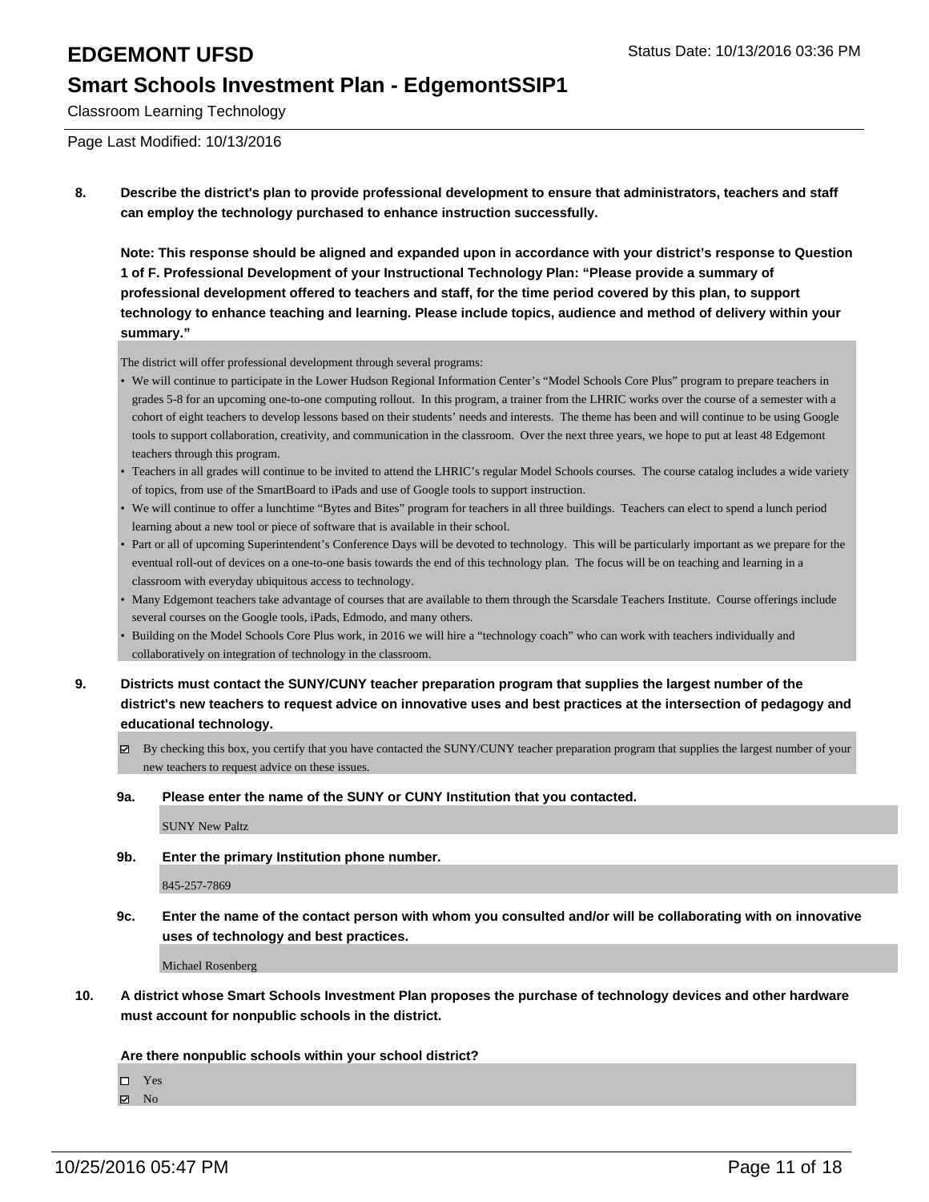**8. Describe the district's plan to provide professional development to ensure that administrators, teachers and staff can employ the technology purchased to enhance instruction successfully.**

**Note: This response should be aligned and expanded upon in accordance with your district's response to Question 1 of F. Professional Development of your Instructional Technology Plan: "Please provide a summary of professional development offered to teachers and staff, for the time period covered by this plan, to support technology to enhance teaching and learning. Please include topics, audience and method of delivery within your summary."**

The district will offer professional development through several programs:

- We will continue to participate in the Lower Hudson Regional Information Center's "Model Schools Core Plus" program to prepare teachers in grades 5-8 for an upcoming one-to-one computing rollout. In this program, a trainer from the LHRIC works over the course of a semester with a cohort of eight teachers to develop lessons based on their students' needs and interests. The theme has been and will continue to be using Google tools to support collaboration, creativity, and communication in the classroom. Over the next three years, we hope to put at least 48 Edgemont teachers through this program.
- Teachers in all grades will continue to be invited to attend the LHRIC's regular Model Schools courses. The course catalog includes a wide variety of topics, from use of the SmartBoard to iPads and use of Google tools to support instruction.
- We will continue to offer a lunchtime "Bytes and Bites" program for teachers in all three buildings. Teachers can elect to spend a lunch period learning about a new tool or piece of software that is available in their school.
- Part or all of upcoming Superintendent's Conference Days will be devoted to technology. This will be particularly important as we prepare for the eventual roll-out of devices on a one-to-one basis towards the end of this technology plan. The focus will be on teaching and learning in a classroom with everyday ubiquitous access to technology.
- Many Edgemont teachers take advantage of courses that are available to them through the Scarsdale Teachers Institute. Course offerings include several courses on the Google tools, iPads, Edmodo, and many others.
- Building on the Model Schools Core Plus work, in 2016 we will hire a "technology coach" who can work with teachers individually and collaboratively on integration of technology in the classroom.

**9. Districts must contact the SUNY/CUNY teacher preparation program that supplies the largest number of the district's new teachers to request advice on innovative uses and best practices at the intersection of pedagogy and educational technology.**

☑ By checking this box, you certify that you have contacted the SUNY/CUNY teacher preparation program that supplies the largest number of your new teachers to request advice on these issues.

**9a. Please enter the name of the SUNY or CUNY Institution that you contacted.**

SUNY New Paltz

**9b. Enter the primary Institution phone number.**

845-257-7869

**9c. Enter the name of the contact person with whom you consulted and/or will be collaborating with on innovative uses of technology and best practices.**

Michael Rosenberg

**10. A district whose Smart Schools Investment Plan proposes the purchase of technology devices and other hardware must account for nonpublic schools in the district.**

**Are there nonpublic schools within your school district?**

☐ Yes
☑ No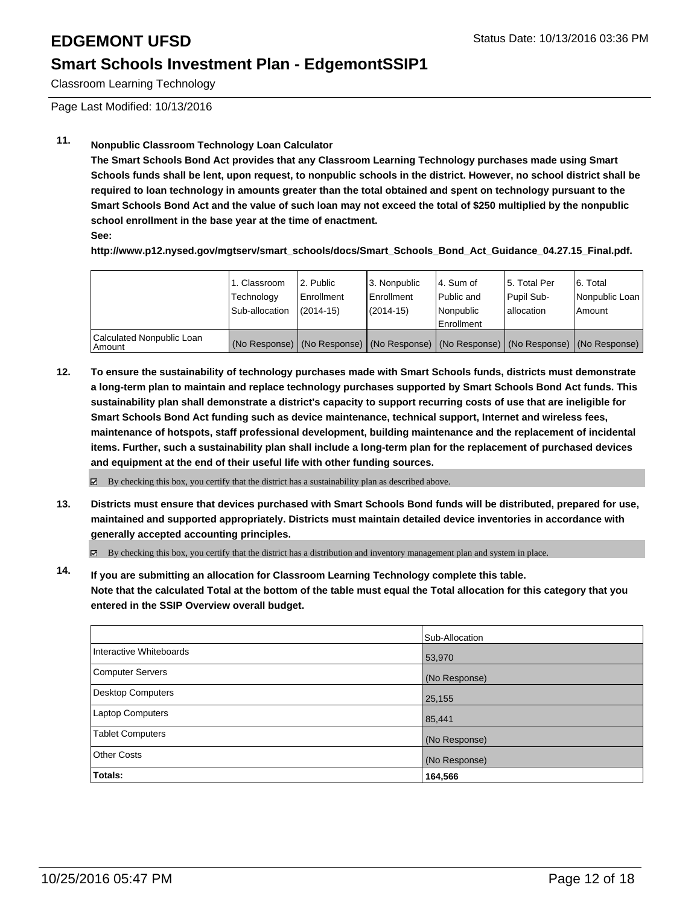Classroom Learning Technology

Page Last Modified: 10/13/2016

**11. Nonpublic Classroom Technology Loan Calculator**

**The Smart Schools Bond Act provides that any Classroom Learning Technology purchases made using Smart Schools funds shall be lent, upon request, to nonpublic schools in the district. However, no school district shall be required to loan technology in amounts greater than the total obtained and spent on technology pursuant to the Smart Schools Bond Act and the value of such loan may not exceed the total of $250 multiplied by the nonpublic school enrollment in the base year at the time of enactment.**

**See:**

**http://www.p12.nysed.gov/mgtserv/smart_schools/docs/Smart_Schools_Bond_Act_Guidance_04.27.15_Final.pdf.**

| | 1. Classroom Technology Sub-allocation | 2. Public Enrollment (2014-15) | 3. Nonpublic Enrollment (2014-15) | 4. Sum of Public and Nonpublic Enrollment | 5. Total Per Pupil Sub-allocation | 6. Total Nonpublic Loan Amount |
|---|---|---|---|---|---|---|
| Calculated Nonpublic Loan Amount | (No Response) | (No Response) | (No Response) | (No Response) | (No Response) | (No Response) |

**12. To ensure the sustainability of technology purchases made with Smart Schools funds, districts must demonstrate a long-term plan to maintain and replace technology purchases supported by Smart Schools Bond Act funds. This sustainability plan shall demonstrate a district's capacity to support recurring costs of use that are ineligible for Smart Schools Bond Act funding such as device maintenance, technical support, Internet and wireless fees, maintenance of hotspots, staff professional development, building maintenance and the replacement of incidental items. Further, such a sustainability plan shall include a long-term plan for the replacement of purchased devices and equipment at the end of their useful life with other funding sources.**

☑ By checking this box, you certify that the district has a sustainability plan as described above.

**13. Districts must ensure that devices purchased with Smart Schools Bond funds will be distributed, prepared for use, maintained and supported appropriately. Districts must maintain detailed device inventories in accordance with generally accepted accounting principles.**

☑ By checking this box, you certify that the district has a distribution and inventory management plan and system in place.

**14. If you are submitting an allocation for Classroom Learning Technology complete this table. Note that the calculated Total at the bottom of the table must equal the Total allocation for this category that you entered in the SSIP Overview overall budget.**

| | Sub-Allocation |
|---|---|
| Interactive Whiteboards | 53,970 |
| Computer Servers | (No Response) |
| Desktop Computers | 25,155 |
| Laptop Computers | 85,441 |
| Tablet Computers | (No Response) |
| Other Costs | (No Response) |
| **Totals:** | **164,566** |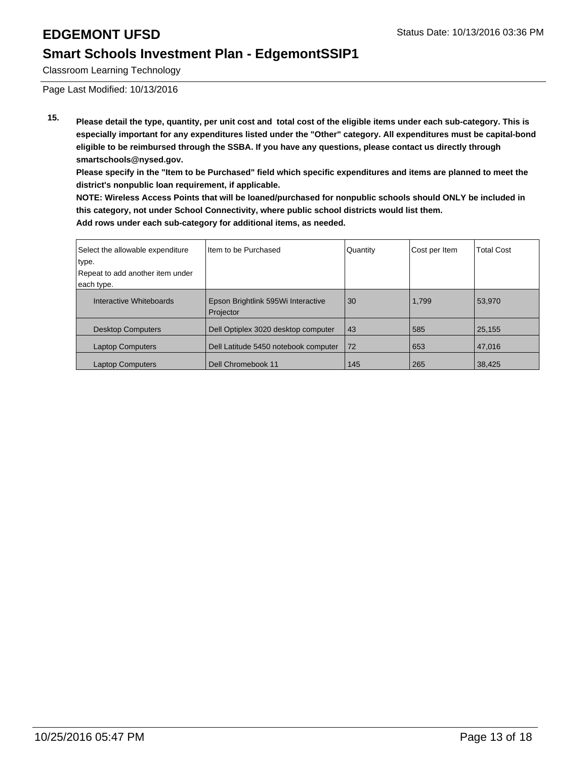# EDGEMONT UFSD

Status Date: 10/13/2016 03:36 PM

## Smart Schools Investment Plan - EdgemontSSIP1

Classroom Learning Technology

Page Last Modified: 10/13/2016

**15.** **Please detail the type, quantity, per unit cost and total cost of the eligible items under each sub-category. This is especially important for any expenditures listed under the "Other" category. All expenditures must be capital-bond eligible to be reimbursed through the SSBA. If you have any questions, please contact us directly through smartschools@nysed.gov.**
**Please specify in the "Item to be Purchased" field which specific expenditures and items are planned to meet the district's nonpublic loan requirement, if applicable.**
**NOTE: Wireless Access Points that will be loaned/purchased for nonpublic schools should ONLY be included in this category, not under School Connectivity, where public school districts would list them.**
**Add rows under each sub-category for additional items, as needed.**

| Select the allowable expenditure type. Repeat to add another item under each type. | Item to be Purchased | Quantity | Cost per Item | Total Cost |
|---|---|---|---|---|
| Interactive Whiteboards | Epson Brightlink 595Wi Interactive Projector | 30 | 1,799 | 53,970 |
| Desktop Computers | Dell Optiplex 3020 desktop computer | 43 | 585 | 25,155 |
| Laptop Computers | Dell Latitude 5450 notebook computer | 72 | 653 | 47,016 |
| Laptop Computers | Dell Chromebook 11 | 145 | 265 | 38,425 |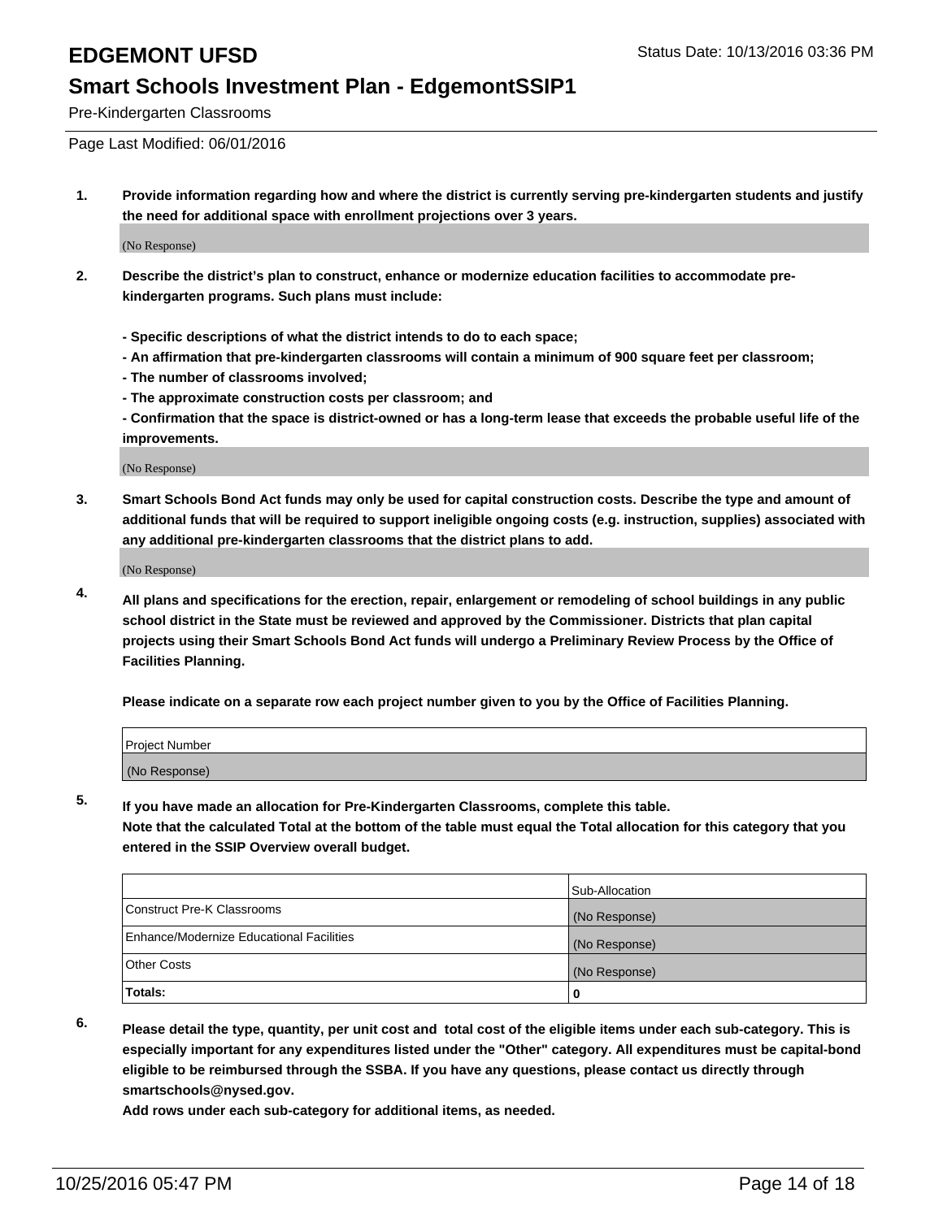# EDGEMONT UFSD

Status Date: 10/13/2016 03:36 PM

## Smart Schools Investment Plan - EdgemontSSIP1

Pre-Kindergarten Classrooms

Page Last Modified: 06/01/2016

**1. Provide information regarding how and where the district is currently serving pre-kindergarten students and justify the need for additional space with enrollment projections over 3 years.**

(No Response)

**2. Describe the district's plan to construct, enhance or modernize education facilities to accommodate pre-kindergarten programs. Such plans must include:**

**- Specific descriptions of what the district intends to do to each space;**
**- An affirmation that pre-kindergarten classrooms will contain a minimum of 900 square feet per classroom;**
**- The number of classrooms involved;**
**- The approximate construction costs per classroom; and**
**- Confirmation that the space is district-owned or has a long-term lease that exceeds the probable useful life of the improvements.**

(No Response)

**3. Smart Schools Bond Act funds may only be used for capital construction costs. Describe the type and amount of additional funds that will be required to support ineligible ongoing costs (e.g. instruction, supplies) associated with any additional pre-kindergarten classrooms that the district plans to add.**

(No Response)

**4. All plans and specifications for the erection, repair, enlargement or remodeling of school buildings in any public school district in the State must be reviewed and approved by the Commissioner. Districts that plan capital projects using their Smart Schools Bond Act funds will undergo a Preliminary Review Process by the Office of Facilities Planning.**

**Please indicate on a separate row each project number given to you by the Office of Facilities Planning.**

| Project Number |
|---|
| (No Response) |

**5. If you have made an allocation for Pre-Kindergarten Classrooms, complete this table.**
**Note that the calculated Total at the bottom of the table must equal the Total allocation for this category that you entered in the SSIP Overview overall budget.**

| | Sub-Allocation |
|---|---|
| Construct Pre-K Classrooms | (No Response) |
| Enhance/Modernize Educational Facilities | (No Response) |
| Other Costs | (No Response) |
| **Totals:** | **0** |

**6. Please detail the type, quantity, per unit cost and total cost of the eligible items under each sub-category. This is especially important for any expenditures listed under the "Other" category. All expenditures must be capital-bond eligible to be reimbursed through the SSBA. If you have any questions, please contact us directly through smartschools@nysed.gov.**
**Add rows under each sub-category for additional items, as needed.**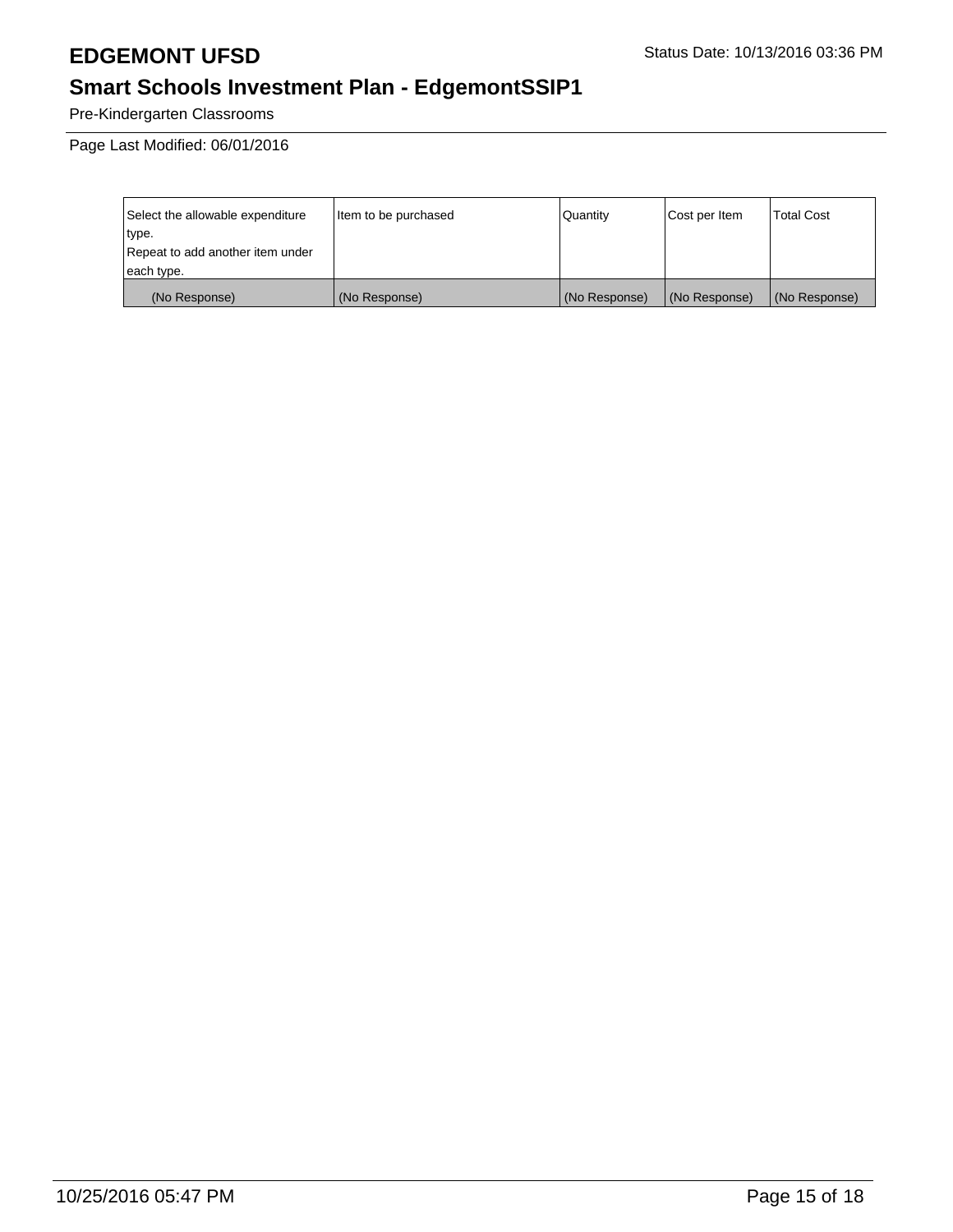# EDGEMONT UFSD

Status Date: 10/13/2016 03:36 PM

## Smart Schools Investment Plan - EdgemontSSIP1

Pre-Kindergarten Classrooms

Page Last Modified: 06/01/2016

| Select the allowable expenditure type. Repeat to add another item under each type. | Item to be purchased | Quantity | Cost per Item | Total Cost |
|---|---|---|---|---|
| (No Response) | (No Response) | (No Response) | (No Response) | (No Response) |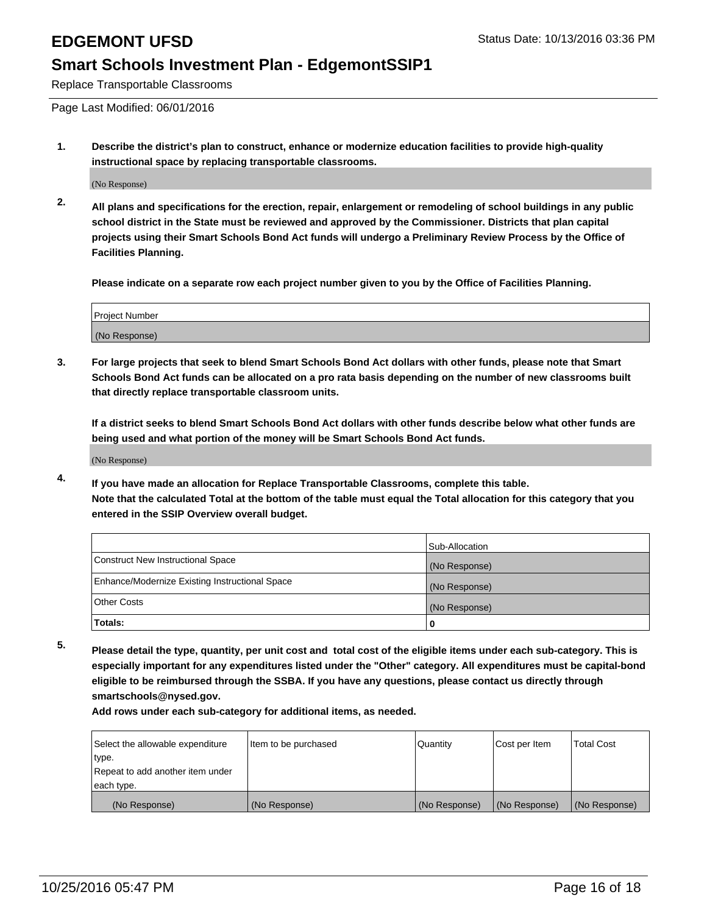# EDGEMONT UFSD

Status Date: 10/13/2016 03:36 PM

## Smart Schools Investment Plan - EdgemontSSIP1

Replace Transportable Classrooms

Page Last Modified: 06/01/2016

**1. Describe the district's plan to construct, enhance or modernize education facilities to provide high-quality instructional space by replacing transportable classrooms.**

(No Response)

**2. All plans and specifications for the erection, repair, enlargement or remodeling of school buildings in any public school district in the State must be reviewed and approved by the Commissioner. Districts that plan capital projects using their Smart Schools Bond Act funds will undergo a Preliminary Review Process by the Office of Facilities Planning.**

**Please indicate on a separate row each project number given to you by the Office of Facilities Planning.**

| Project Number |
| --- |
| (No Response) |

**3. For large projects that seek to blend Smart Schools Bond Act dollars with other funds, please note that Smart Schools Bond Act funds can be allocated on a pro rata basis depending on the number of new classrooms built that directly replace transportable classroom units.**

**If a district seeks to blend Smart Schools Bond Act dollars with other funds describe below what other funds are being used and what portion of the money will be Smart Schools Bond Act funds.**

(No Response)

**4. If you have made an allocation for Replace Transportable Classrooms, complete this table. Note that the calculated Total at the bottom of the table must equal the Total allocation for this category that you entered in the SSIP Overview overall budget.**

| | Sub-Allocation |
| --- | --- |
| Construct New Instructional Space | (No Response) |
| Enhance/Modernize Existing Instructional Space | (No Response) |
| Other Costs | (No Response) |
| **Totals:** | **0** |

**5. Please detail the type, quantity, per unit cost and total cost of the eligible items under each sub-category. This is especially important for any expenditures listed under the "Other" category. All expenditures must be capital-bond eligible to be reimbursed through the SSBA. If you have any questions, please contact us directly through smartschools@nysed.gov.**

**Add rows under each sub-category for additional items, as needed.**

| Select the allowable expenditure type. Repeat to add another item under each type. | Item to be purchased | Quantity | Cost per Item | Total Cost |
| --- | --- | --- | --- | --- |
| (No Response) | (No Response) | (No Response) | (No Response) | (No Response) |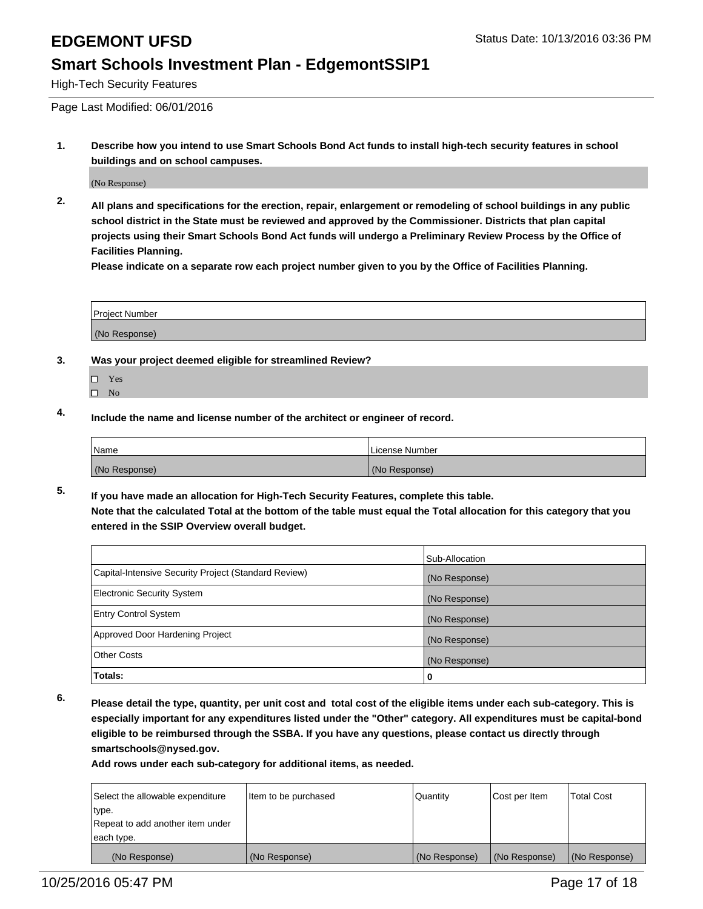# EDGEMONT UFSD

Status Date: 10/13/2016 03:36 PM

## Smart Schools Investment Plan - EdgemontSSIP1

High-Tech Security Features

Page Last Modified: 06/01/2016

1. **Describe how you intend to use Smart Schools Bond Act funds to install high-tech security features in school buildings and on school campuses.**

(No Response)

2. **All plans and specifications for the erection, repair, enlargement or remodeling of school buildings in any public school district in the State must be reviewed and approved by the Commissioner. Districts that plan capital projects using their Smart Schools Bond Act funds will undergo a Preliminary Review Process by the Office of Facilities Planning.**
**Please indicate on a separate row each project number given to you by the Office of Facilities Planning.**

| Project Number |
|---|
| (No Response) |

3. **Was your project deemed eligible for streamlined Review?**

- ☐ Yes
- ☐ No

4. **Include the name and license number of the architect or engineer of record.**

| Name | License Number |
|---|---|
| (No Response) | (No Response) |

5. **If you have made an allocation for High-Tech Security Features, complete this table.**
**Note that the calculated Total at the bottom of the table must equal the Total allocation for this category that you entered in the SSIP Overview overall budget.**

| | Sub-Allocation |
|---|---|
| Capital-Intensive Security Project (Standard Review) | (No Response) |
| Electronic Security System | (No Response) |
| Entry Control System | (No Response) |
| Approved Door Hardening Project | (No Response) |
| Other Costs | (No Response) |
| **Totals:** | **0** |

6. **Please detail the type, quantity, per unit cost and total cost of the eligible items under each sub-category. This is especially important for any expenditures listed under the "Other" category. All expenditures must be capital-bond eligible to be reimbursed through the SSBA. If you have any questions, please contact us directly through smartschools@nysed.gov.**
**Add rows under each sub-category for additional items, as needed.**

| Select the allowable expenditure type. Repeat to add another item under each type. | Item to be purchased | Quantity | Cost per Item | Total Cost |
|---|---|---|---|---|
| (No Response) | (No Response) | (No Response) | (No Response) | (No Response) |